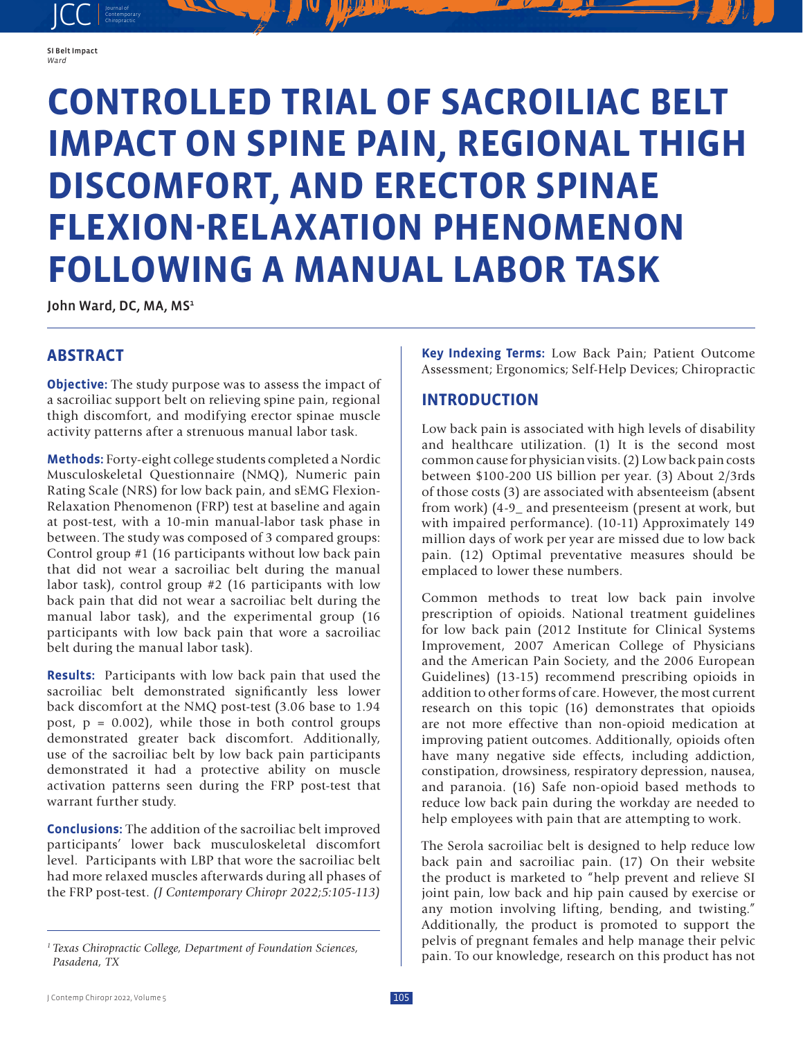# CONTROLLED TRIAL OF SACROILIAC BELT IMPACT ON SPINE PAIN, REGIONAL THIGH DISCOMFORT, AND ERECTOR SPINAE FLEXION-RELAXATION PHENOMENON FOLLOWING A MANUAL LABOR TASK

John Ward, DC, MA, MS[1]

## ABSTRACT

**Objective:** The study purpose was to assess the impact of a sacroiliac support belt on relieving spine pain, regional thigh discomfort, and modifying erector spinae muscle activity patterns after a strenuous manual labor task.

**Methods:** Forty-eight college students completed a Nordic Musculoskeletal Questionnaire (NMQ), Numeric pain Rating Scale (NRS) for low back pain, and sEMG Flexion-Relaxation Phenomenon (FRP) test at baseline and again at post-test, with a 10-min manual-labor task phase in between. The study was composed of 3 compared groups: Control group #1 (16 participants without low back pain that did not wear a sacroiliac belt during the manual labor task), control group #2 (16 participants with low back pain that did not wear a sacroiliac belt during the manual labor task), and the experimental group (16 participants with low back pain that wore a sacroiliac belt during the manual labor task).

**Results:** Participants with low back pain that used the sacroiliac belt demonstrated significantly less lower back discomfort at the NMQ post-test (3.06 base to 1.94 post, $p = 0.002$), while those in both control groups demonstrated greater back discomfort. Additionally, use of the sacroiliac belt by low back pain participants demonstrated it had a protective ability on muscle activation patterns seen during the FRP post-test that warrant further study.

**Conclusions:** The addition of the sacroiliac belt improved participants' lower back musculoskeletal discomfort level. Participants with LBP that wore the sacroiliac belt had more relaxed muscles afterwards during all phases of the FRP post-test. *(J Contemporary Chiropr 2022;5:105-113)*

**Key Indexing Terms:** Low Back Pain; Patient Outcome Assessment; Ergonomics; Self-Help Devices; Chiropractic

[1] *Texas Chiropractic College, Department of Foundation Sciences, Pasadena, TX*

## INTRODUCTION

Low back pain is associated with high levels of disability and healthcare utilization. (1) It is the second most common cause for physician visits. (2) Low back pain costs between $100-200 US billion per year. (3) About 2/3rds of those costs (3) are associated with absenteeism (absent from work) (4-9_ and presenteeism (present at work, but with impaired performance). (10-11) Approximately 149 million days of work per year are missed due to low back pain. (12) Optimal preventative measures should be emplaced to lower these numbers.

Common methods to treat low back pain involve prescription of opioids. National treatment guidelines for low back pain (2012 Institute for Clinical Systems Improvement, 2007 American College of Physicians and the American Pain Society, and the 2006 European Guidelines) (13-15) recommend prescribing opioids in addition to other forms of care. However, the most current research on this topic (16) demonstrates that opioids are not more effective than non-opioid medication at improving patient outcomes. Additionally, opioids often have many negative side effects, including addiction, constipation, drowsiness, respiratory depression, nausea, and paranoia. (16) Safe non-opioid based methods to reduce low back pain during the workday are needed to help employees with pain that are attempting to work.

The Serola sacroiliac belt is designed to help reduce low back pain and sacroiliac pain. (17) On their website the product is marketed to "help prevent and relieve SI joint pain, low back and hip pain caused by exercise or any motion involving lifting, bending, and twisting." Additionally, the product is promoted to support the pelvis of pregnant females and help manage their pelvic pain. To our knowledge, research on this product has not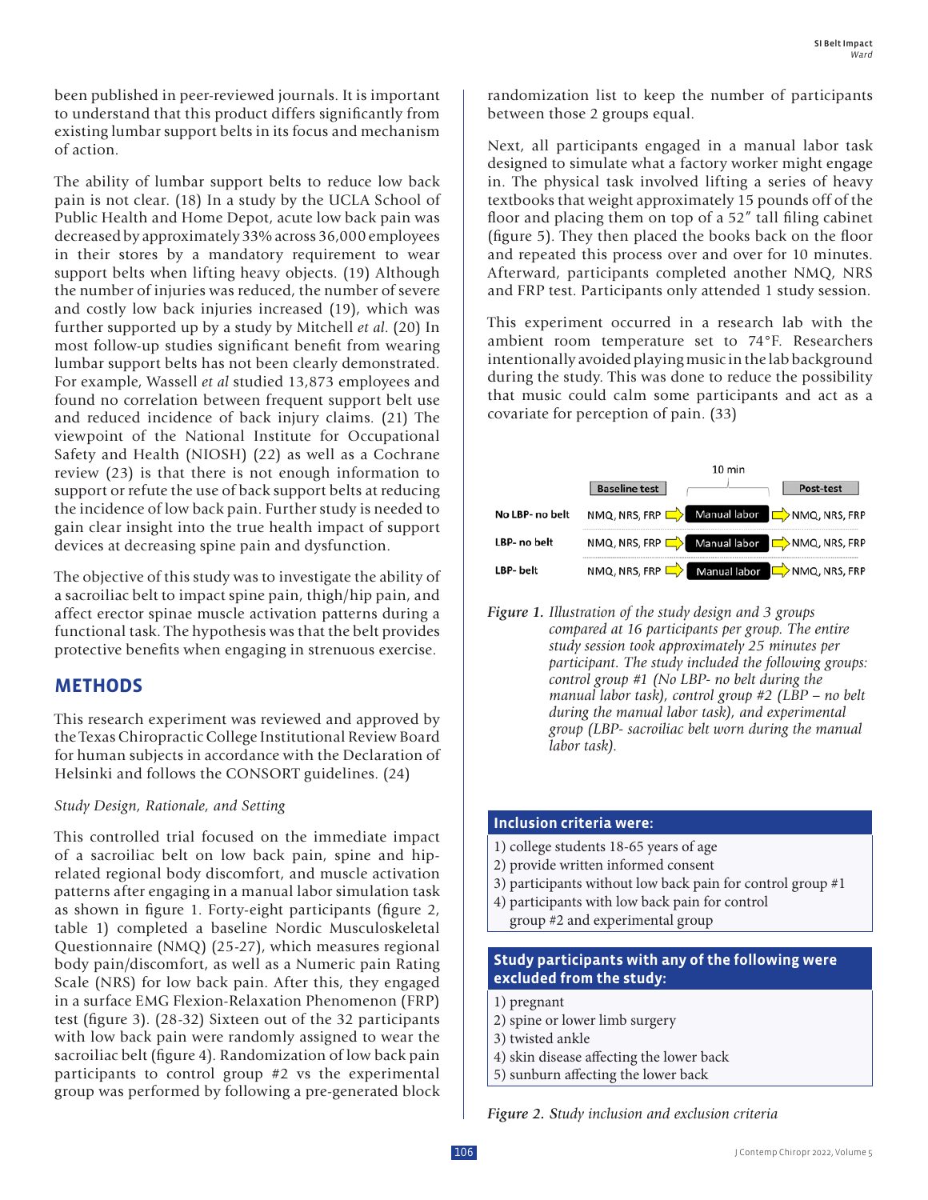been published in peer-reviewed journals. It is important to understand that this product differs significantly from existing lumbar support belts in its focus and mechanism of action.

The ability of lumbar support belts to reduce low back pain is not clear. (18) In a study by the UCLA School of Public Health and Home Depot, acute low back pain was decreased by approximately 33% across 36,000 employees in their stores by a mandatory requirement to wear support belts when lifting heavy objects. (19) Although the number of injuries was reduced, the number of severe and costly low back injuries increased (19), which was further supported up by a study by Mitchell *et al.* (20) In most follow-up studies significant benefit from wearing lumbar support belts has not been clearly demonstrated. For example, Wassell *et al* studied 13,873 employees and found no correlation between frequent support belt use and reduced incidence of back injury claims. (21) The viewpoint of the National Institute for Occupational Safety and Health (NIOSH) (22) as well as a Cochrane review (23) is that there is not enough information to support or refute the use of back support belts at reducing the incidence of low back pain. Further study is needed to gain clear insight into the true health impact of support devices at decreasing spine pain and dysfunction.

The objective of this study was to investigate the ability of a sacroiliac belt to impact spine pain, thigh/hip pain, and affect erector spinae muscle activation patterns during a functional task. The hypothesis was that the belt provides protective benefits when engaging in strenuous exercise.

## METHODS

This research experiment was reviewed and approved by the Texas Chiropractic College Institutional Review Board for human subjects in accordance with the Declaration of Helsinki and follows the CONSORT guidelines. (24)

### *Study Design, Rationale, and Setting*

This controlled trial focused on the immediate impact of a sacroiliac belt on low back pain, spine and hip-related regional body discomfort, and muscle activation patterns after engaging in a manual labor simulation task as shown in figure 1. Forty-eight participants (figure 2, table 1) completed a baseline Nordic Musculoskeletal Questionnaire (NMQ) (25-27), which measures regional body pain/discomfort, as well as a Numeric pain Rating Scale (NRS) for low back pain. After this, they engaged in a surface EMG Flexion-Relaxation Phenomenon (FRP) test (figure 3). (28-32) Sixteen out of the 32 participants with low back pain were randomly assigned to wear the sacroiliac belt (figure 4). Randomization of low back pain participants to control group #2 vs the experimental group was performed by following a pre-generated block randomization list to keep the number of participants between those 2 groups equal.

Next, all participants engaged in a manual labor task designed to simulate what a factory worker might engage in. The physical task involved lifting a series of heavy textbooks that weight approximately 15 pounds off of the floor and placing them on top of a 52″ tall filing cabinet (figure 5). They then placed the books back on the floor and repeated this process over and over for 10 minutes. Afterward, participants completed another NMQ, NRS and FRP test. Participants only attended 1 study session.

This experiment occurred in a research lab with the ambient room temperature set to 74°F. Researchers intentionally avoided playing music in the lab background during the study. This was done to reduce the possibility that music could calm some participants and act as a covariate for perception of pain. (33)

| | Baseline test | 10 min | Post-test |
|---|---|---|---|
| No LBP- no belt | NMQ, NRS, FRP | Manual labor | NMQ, NRS, FRP |
| LBP- no belt | NMQ, NRS, FRP | Manual labor | NMQ, NRS, FRP |
| LBP- belt | NMQ, NRS, FRP | Manual labor | NMQ, NRS, FRP |

*Figure 1. Illustration of the study design and 3 groups compared at 16 participants per group. The entire study session took approximately 25 minutes per participant. The study included the following groups: control group #1 (No LBP- no belt during the manual labor task), control group #2 (LBP – no belt during the manual labor task), and experimental group (LBP- sacroiliac belt worn during the manual labor task).*

**Inclusion criteria were:**

1) college students 18-65 years of age
2) provide written informed consent
3) participants without low back pain for control group #1
4) participants with low back pain for control group #2 and experimental group

**Study participants with any of the following were excluded from the study:**

1) pregnant
2) spine or lower limb surgery
3) twisted ankle
4) skin disease affecting the lower back
5) sunburn affecting the lower back

*Figure 2. Study inclusion and exclusion criteria*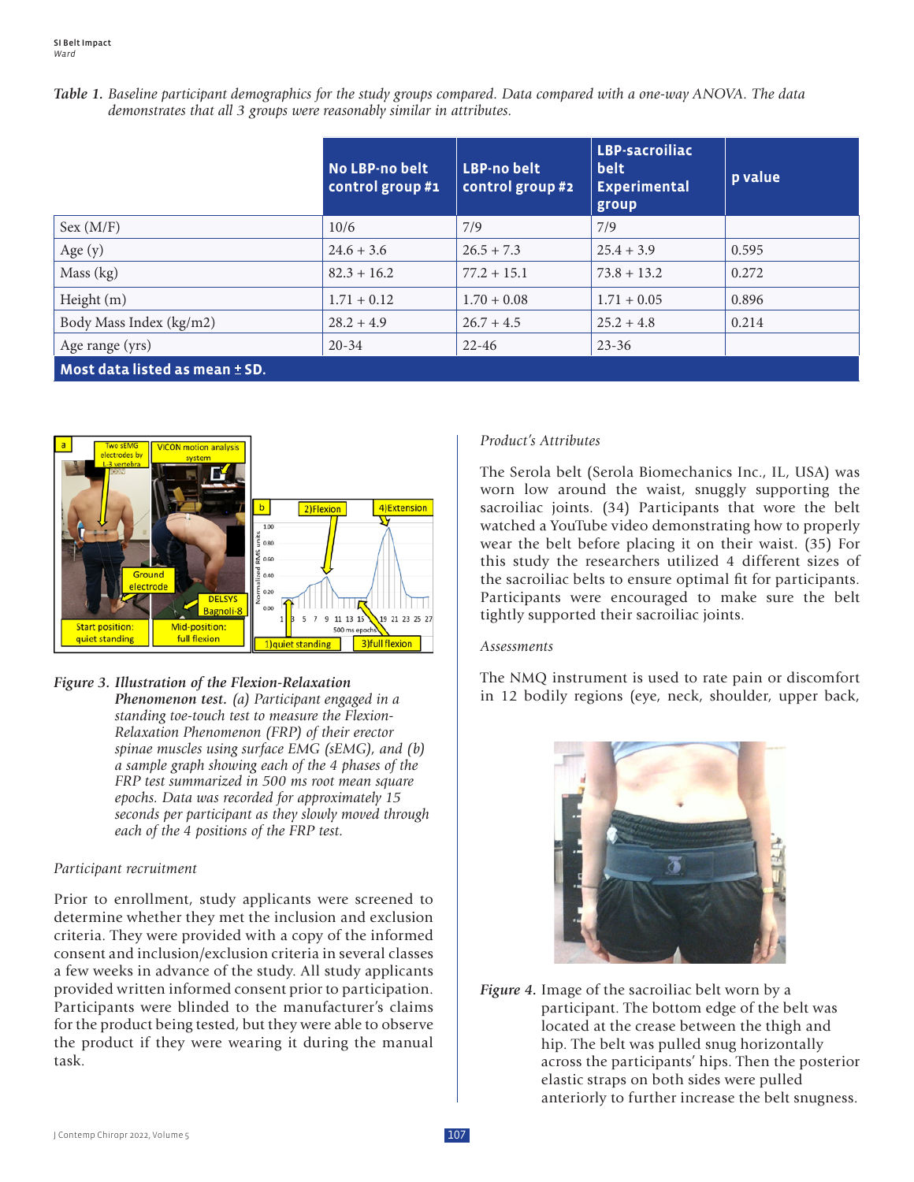*Table 1. Baseline participant demographics for the study groups compared. Data compared with a one-way ANOVA. The data demonstrates that all 3 groups were reasonably similar in attributes.*

| | No LBP-no belt control group #1 | LBP-no belt control group #2 | LBP-sacroiliac belt Experimental group | p value |
|---|---|---|---|---|
| Sex (M/F) | 10/6 | 7/9 | 7/9 | |
| Age (y) | 24.6 + 3.6 | 26.5 + 7.3 | 25.4 + 3.9 | 0.595 |
| Mass (kg) | 82.3 + 16.2 | 77.2 + 15.1 | 73.8 + 13.2 | 0.272 |
| Height (m) | 1.71 + 0.12 | 1.70 + 0.08 | 1.71 + 0.05 | 0.896 |
| Body Mass Index (kg/m2) | 28.2 + 4.9 | 26.7 + 4.5 | 25.2 + 4.8 | 0.214 |
| Age range (yrs) | 20-34 | 22-46 | 23-36 | |

**Most data listed as mean ± SD.**

*Figure 3.* ***Illustration of the Flexion-Relaxation Phenomenon test.*** *(a) Participant engaged in a standing toe-touch test to measure the Flexion-Relaxation Phenomenon (FRP) of their erector spinae muscles using surface EMG (sEMG), and (b) a sample graph showing each of the 4 phases of the FRP test summarized in 500 ms root mean square epochs. Data was recorded for approximately 15 seconds per participant as they slowly moved through each of the 4 positions of the FRP test.*

*Participant recruitment*

Prior to enrollment, study applicants were screened to determine whether they met the inclusion and exclusion criteria. They were provided with a copy of the informed consent and inclusion/exclusion criteria in several classes a few weeks in advance of the study. All study applicants provided written informed consent prior to participation. Participants were blinded to the manufacturer's claims for the product being tested, but they were able to observe the product if they were wearing it during the manual task.

*Product's Attributes*

The Serola belt (Serola Biomechanics Inc., IL, USA) was worn low around the waist, snuggly supporting the sacroiliac joints. (34) Participants that wore the belt watched a YouTube video demonstrating how to properly wear the belt before placing it on their waist. (35) For this study the researchers utilized 4 different sizes of the sacroiliac belts to ensure optimal fit for participants. Participants were encouraged to make sure the belt tightly supported their sacroiliac joints.

*Assessments*

The NMQ instrument is used to rate pain or discomfort in 12 bodily regions (eye, neck, shoulder, upper back,

*Figure 4.* Image of the sacroiliac belt worn by a participant. The bottom edge of the belt was located at the crease between the thigh and hip. The belt was pulled snug horizontally across the participants' hips. Then the posterior elastic straps on both sides were pulled anteriorly to further increase the belt snugness.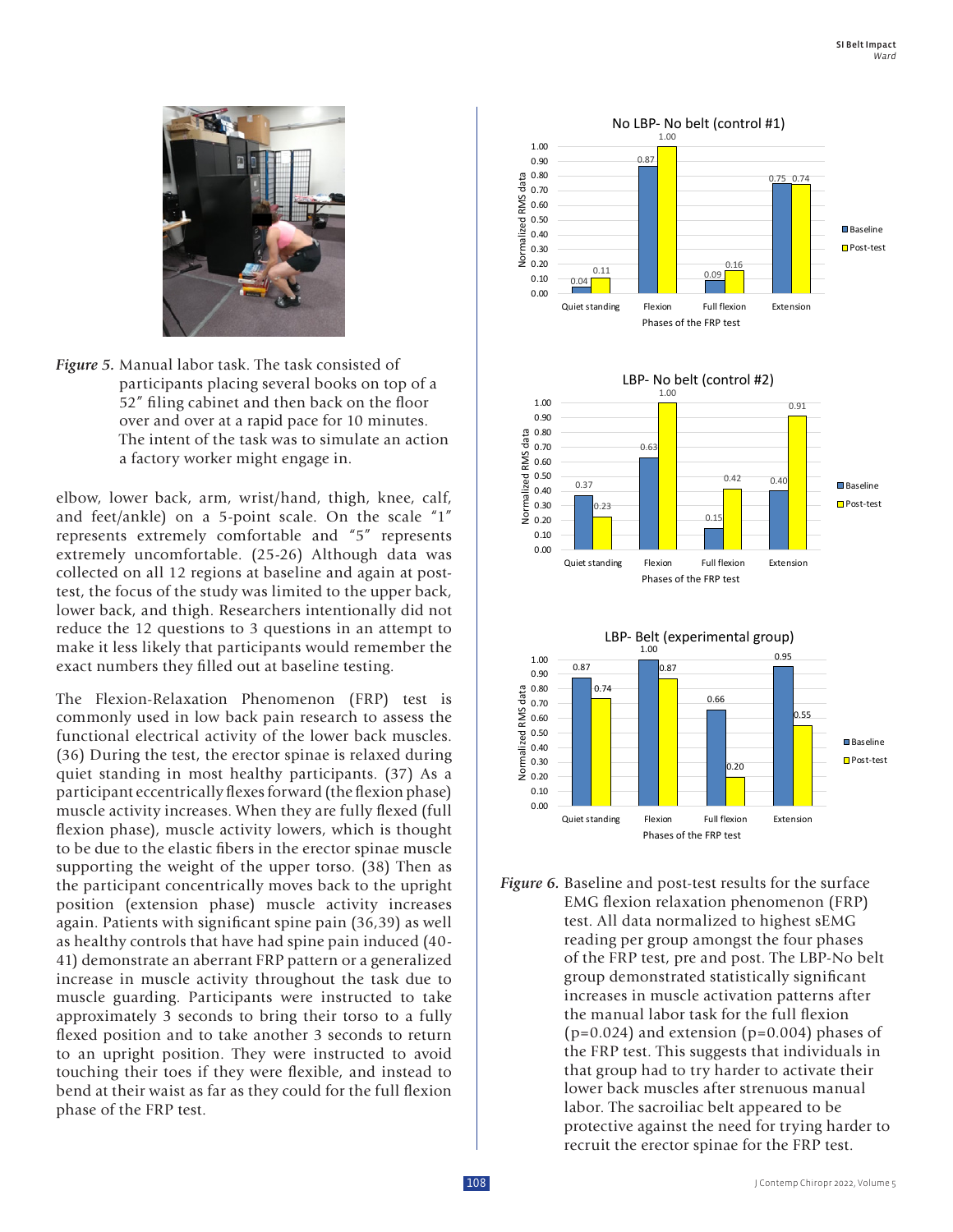*Figure 5.* Manual labor task. The task consisted of participants placing several books on top of a 52″ filing cabinet and then back on the floor over and over at a rapid pace for 10 minutes. The intent of the task was to simulate an action a factory worker might engage in.

elbow, lower back, arm, wrist/hand, thigh, knee, calf, and feet/ankle) on a 5-point scale. On the scale "1" represents extremely comfortable and "5" represents extremely uncomfortable. (25-26) Although data was collected on all 12 regions at baseline and again at post-test, the focus of the study was limited to the upper back, lower back, and thigh. Researchers intentionally did not reduce the 12 questions to 3 questions in an attempt to make it less likely that participants would remember the exact numbers they filled out at baseline testing.

The Flexion-Relaxation Phenomenon (FRP) test is commonly used in low back pain research to assess the functional electrical activity of the lower back muscles. (36) During the test, the erector spinae is relaxed during quiet standing in most healthy participants. (37) As a participant eccentrically flexes forward (the flexion phase) muscle activity increases. When they are fully flexed (full flexion phase), muscle activity lowers, which is thought to be due to the elastic fibers in the erector spinae muscle supporting the weight of the upper torso. (38) Then as the participant concentrically moves back to the upright position (extension phase) muscle activity increases again. Patients with significant spine pain (36,39) as well as healthy controls that have had spine pain induced (40-41) demonstrate an aberrant FRP pattern or a generalized increase in muscle activity throughout the task due to muscle guarding. Participants were instructed to take approximately 3 seconds to bring their torso to a fully flexed position and to take another 3 seconds to return to an upright position. They were instructed to avoid touching their toes if they were flexible, and instead to bend at their waist as far as they could for the full flexion phase of the FRP test.

**No LBP- No belt (control #1)**

| Phases of the FRP test | Baseline | Post-test |
|---|---|---|
| Quiet standing | 0.04 | 0.11 |
| Flexion | 0.87 | 1.00 |
| Full flexion | 0.09 | 0.16 |
| Extension | 0.75 | 0.74 |

**LBP- No belt (control #2)**

| Phases of the FRP test | Baseline | Post-test |
|---|---|---|
| Quiet standing | 0.37 | 0.23 |
| Flexion | 0.63 | 1.00 |
| Full flexion | 0.15 | 0.42 |
| Extension | 0.40 | 0.91 |

**LBP- Belt (experimental group)**

| Phases of the FRP test | Baseline | Post-test |
|---|---|---|
| Quiet standing | 0.87 | 0.74 |
| Flexion | 1.00 | 0.87 |
| Full flexion | 0.66 | 0.20 |
| Extension | 0.95 | 0.55 |

*Figure 6.* Baseline and post-test results for the surface EMG flexion relaxation phenomenon (FRP) test. All data normalized to highest sEMG reading per group amongst the four phases of the FRP test, pre and post. The LBP-No belt group demonstrated statistically significant increases in muscle activation patterns after the manual labor task for the full flexion ($p=0.024$) and extension ($p=0.004$) phases of the FRP test. This suggests that individuals in that group had to try harder to activate their lower back muscles after strenuous manual labor. The sacroiliac belt appeared to be protective against the need for trying harder to recruit the erector spinae for the FRP test.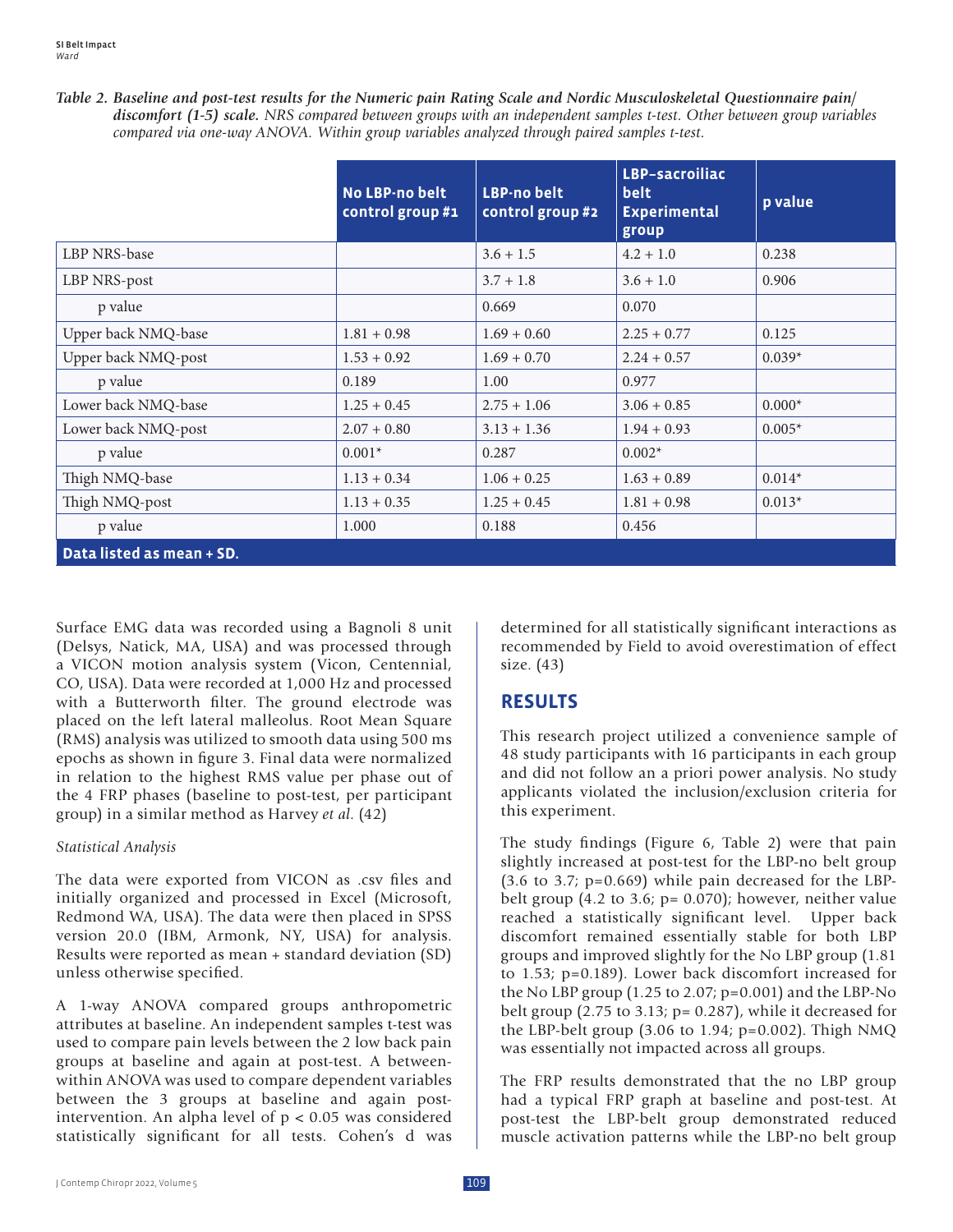*Table 2. Baseline and post-test results for the Numeric pain Rating Scale and Nordic Musculoskeletal Questionnaire pain/ discomfort (1-5) scale. NRS compared between groups with an independent samples t-test. Other between group variables compared via one-way ANOVA. Within group variables analyzed through paired samples t-test.*

| | No LBP-no belt control group #1 | LBP-no belt control group #2 | LBP–sacroiliac belt Experimental group | p value |
|---|---|---|---|---|
| LBP NRS-base | | 3.6 + 1.5 | 4.2 + 1.0 | 0.238 |
| LBP NRS-post | | 3.7 + 1.8 | 3.6 + 1.0 | 0.906 |
| p value | | 0.669 | 0.070 | |
| Upper back NMQ-base | 1.81 + 0.98 | 1.69 + 0.60 | 2.25 + 0.77 | 0.125 |
| Upper back NMQ-post | 1.53 + 0.92 | 1.69 + 0.70 | 2.24 + 0.57 | 0.039* |
| p value | 0.189 | 1.00 | 0.977 | |
| Lower back NMQ-base | 1.25 + 0.45 | 2.75 + 1.06 | 3.06 + 0.85 | 0.000* |
| Lower back NMQ-post | 2.07 + 0.80 | 3.13 + 1.36 | 1.94 + 0.93 | 0.005* |
| p value | 0.001* | 0.287 | 0.002* | |
| Thigh NMQ-base | 1.13 + 0.34 | 1.06 + 0.25 | 1.63 + 0.89 | 0.014* |
| Thigh NMQ-post | 1.13 + 0.35 | 1.25 + 0.45 | 1.81 + 0.98 | 0.013* |
| p value | 1.000 | 0.188 | 0.456 | |

**Data listed as mean + SD.**

Surface EMG data was recorded using a Bagnoli 8 unit (Delsys, Natick, MA, USA) and was processed through a VICON motion analysis system (Vicon, Centennial, CO, USA). Data were recorded at 1,000 Hz and processed with a Butterworth filter. The ground electrode was placed on the left lateral malleolus. Root Mean Square (RMS) analysis was utilized to smooth data using 500 ms epochs as shown in figure 3. Final data were normalized in relation to the highest RMS value per phase out of the 4 FRP phases (baseline to post-test, per participant group) in a similar method as Harvey *et al.* (42)

*Statistical Analysis*

The data were exported from VICON as .csv files and initially organized and processed in Excel (Microsoft, Redmond WA, USA). The data were then placed in SPSS version 20.0 (IBM, Armonk, NY, USA) for analysis. Results were reported as mean + standard deviation (SD) unless otherwise specified.

A 1-way ANOVA compared groups anthropometric attributes at baseline. An independent samples t-test was used to compare pain levels between the 2 low back pain groups at baseline and again at post-test. A between-within ANOVA was used to compare dependent variables between the 3 groups at baseline and again post-intervention. An alpha level of $p < 0.05$ was considered statistically significant for all tests. Cohen's d was determined for all statistically significant interactions as recommended by Field to avoid overestimation of effect size. (43)

## RESULTS

This research project utilized a convenience sample of 48 study participants with 16 participants in each group and did not follow an a priori power analysis. No study applicants violated the inclusion/exclusion criteria for this experiment.

The study findings (Figure 6, Table 2) were that pain slightly increased at post-test for the LBP-no belt group (3.6 to 3.7; p=0.669) while pain decreased for the LBP-belt group (4.2 to 3.6; p= 0.070); however, neither value reached a statistically significant level. Upper back discomfort remained essentially stable for both LBP groups and improved slightly for the No LBP group (1.81 to 1.53; p=0.189). Lower back discomfort increased for the No LBP group (1.25 to 2.07; p=0.001) and the LBP-No belt group (2.75 to 3.13; p= 0.287), while it decreased for the LBP-belt group (3.06 to 1.94; p=0.002). Thigh NMQ was essentially not impacted across all groups.

The FRP results demonstrated that the no LBP group had a typical FRP graph at baseline and post-test. At post-test the LBP-belt group demonstrated reduced muscle activation patterns while the LBP-no belt group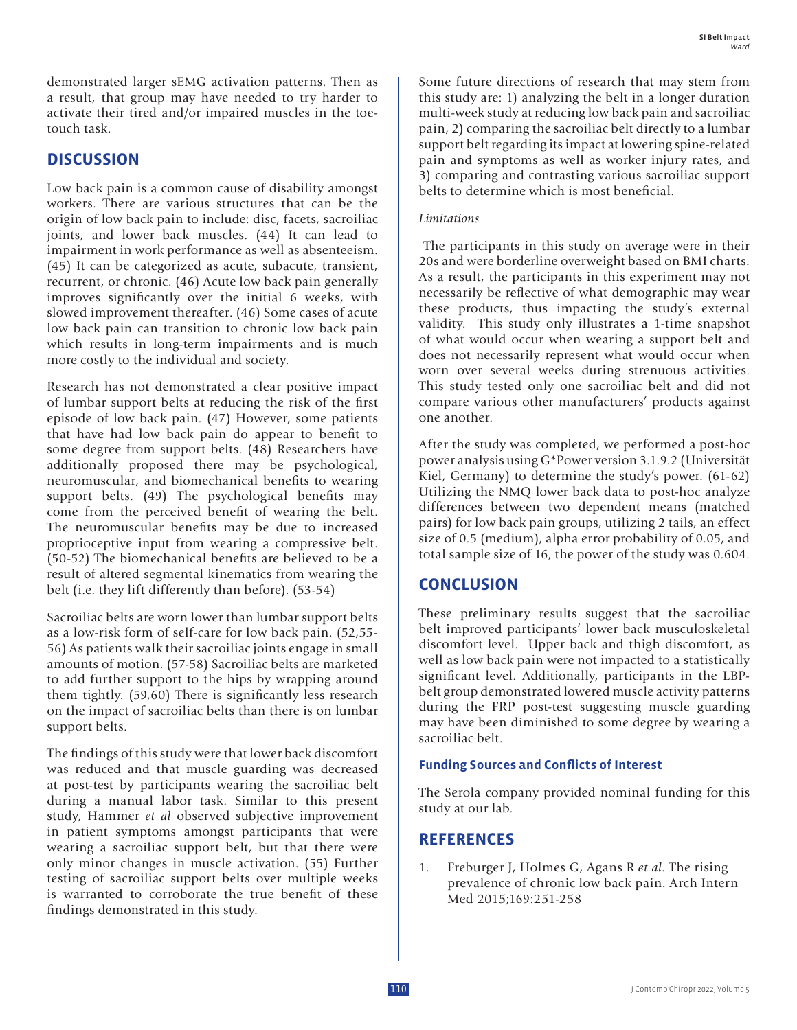demonstrated larger sEMG activation patterns. Then as a result, that group may have needed to try harder to activate their tired and/or impaired muscles in the toe-touch task.

## DISCUSSION

Low back pain is a common cause of disability amongst workers. There are various structures that can be the origin of low back pain to include: disc, facets, sacroiliac joints, and lower back muscles. (44) It can lead to impairment in work performance as well as absenteeism. (45) It can be categorized as acute, subacute, transient, recurrent, or chronic. (46) Acute low back pain generally improves significantly over the initial 6 weeks, with slowed improvement thereafter. (46) Some cases of acute low back pain can transition to chronic low back pain which results in long-term impairments and is much more costly to the individual and society.

Research has not demonstrated a clear positive impact of lumbar support belts at reducing the risk of the first episode of low back pain. (47) However, some patients that have had low back pain do appear to benefit to some degree from support belts. (48) Researchers have additionally proposed there may be psychological, neuromuscular, and biomechanical benefits to wearing support belts. (49) The psychological benefits may come from the perceived benefit of wearing the belt. The neuromuscular benefits may be due to increased proprioceptive input from wearing a compressive belt. (50-52) The biomechanical benefits are believed to be a result of altered segmental kinematics from wearing the belt (i.e. they lift differently than before). (53-54)

Sacroiliac belts are worn lower than lumbar support belts as a low-risk form of self-care for low back pain. (52,55-56) As patients walk their sacroiliac joints engage in small amounts of motion. (57-58) Sacroiliac belts are marketed to add further support to the hips by wrapping around them tightly. (59,60) There is significantly less research on the impact of sacroiliac belts than there is on lumbar support belts.

The findings of this study were that lower back discomfort was reduced and that muscle guarding was decreased at post-test by participants wearing the sacroiliac belt during a manual labor task. Similar to this present study, Hammer *et al* observed subjective improvement in patient symptoms amongst participants that were wearing a sacroiliac support belt, but that there were only minor changes in muscle activation. (55) Further testing of sacroiliac support belts over multiple weeks is warranted to corroborate the true benefit of these findings demonstrated in this study.

Some future directions of research that may stem from this study are: 1) analyzing the belt in a longer duration multi-week study at reducing low back pain and sacroiliac pain, 2) comparing the sacroiliac belt directly to a lumbar support belt regarding its impact at lowering spine-related pain and symptoms as well as worker injury rates, and 3) comparing and contrasting various sacroiliac support belts to determine which is most beneficial.

### *Limitations*

The participants in this study on average were in their 20s and were borderline overweight based on BMI charts. As a result, the participants in this experiment may not necessarily be reflective of what demographic may wear these products, thus impacting the study's external validity. This study only illustrates a 1-time snapshot of what would occur when wearing a support belt and does not necessarily represent what would occur when worn over several weeks during strenuous activities. This study tested only one sacroiliac belt and did not compare various other manufacturers' products against one another.

After the study was completed, we performed a post-hoc power analysis using G*Power version 3.1.9.2 (Universität Kiel, Germany) to determine the study's power. (61-62) Utilizing the NMQ lower back data to post-hoc analyze differences between two dependent means (matched pairs) for low back pain groups, utilizing 2 tails, an effect size of 0.5 (medium), alpha error probability of 0.05, and total sample size of 16, the power of the study was 0.604.

## CONCLUSION

These preliminary results suggest that the sacroiliac belt improved participants' lower back musculoskeletal discomfort level. Upper back and thigh discomfort, as well as low back pain were not impacted to a statistically significant level. Additionally, participants in the LBP-belt group demonstrated lowered muscle activity patterns during the FRP post-test suggesting muscle guarding may have been diminished to some degree by wearing a sacroiliac belt.

### Funding Sources and Conflicts of Interest

The Serola company provided nominal funding for this study at our lab.

## REFERENCES

1. Freburger J, Holmes G, Agans R *et al*. The rising prevalence of chronic low back pain. Arch Intern Med 2015;169:251-258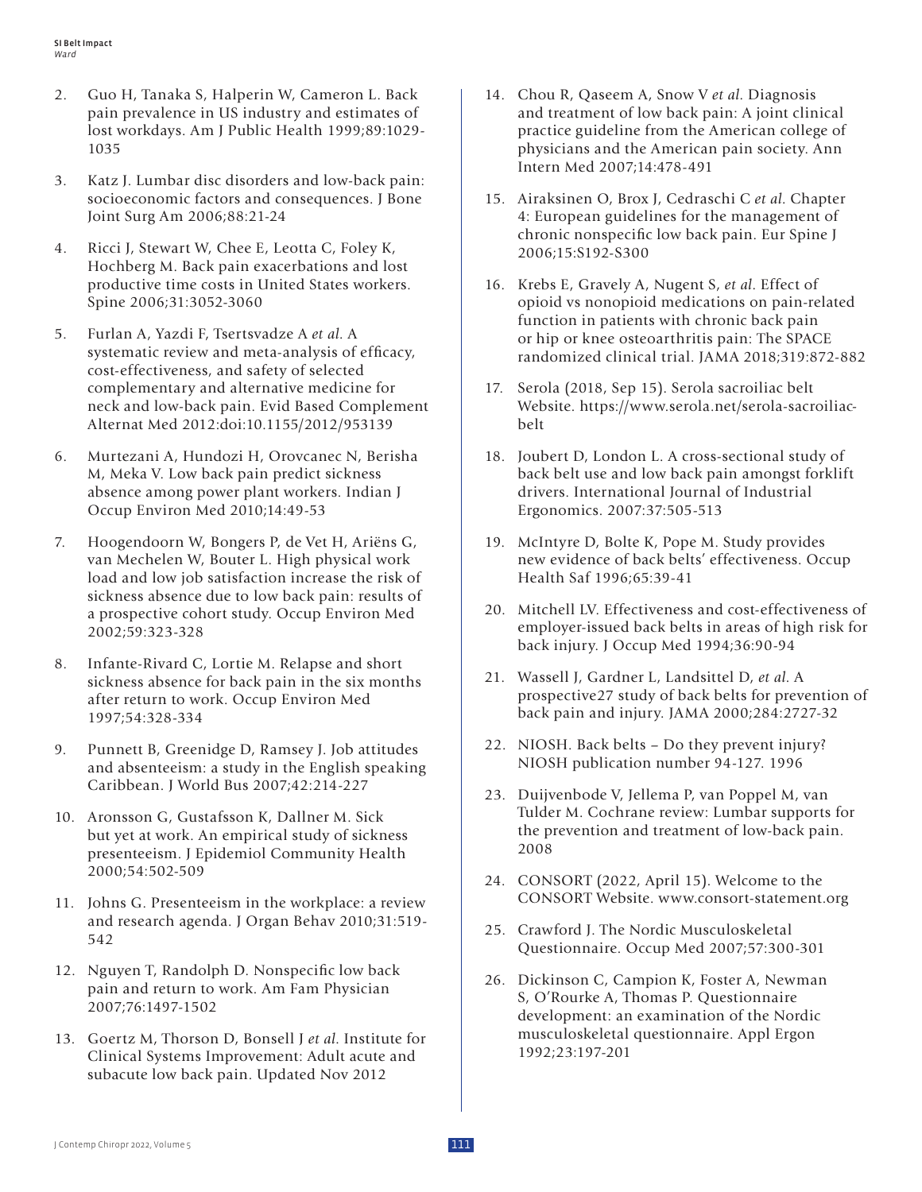2. Guo H, Tanaka S, Halperin W, Cameron L. Back pain prevalence in US industry and estimates of lost workdays. Am J Public Health 1999;89:1029-1035

3. Katz J. Lumbar disc disorders and low-back pain: socioeconomic factors and consequences. J Bone Joint Surg Am 2006;88:21-24

4. Ricci J, Stewart W, Chee E, Leotta C, Foley K, Hochberg M. Back pain exacerbations and lost productive time costs in United States workers. Spine 2006;31:3052-3060

5. Furlan A, Yazdi F, Tsertsvadze A *et al.* A systematic review and meta-analysis of efficacy, cost-effectiveness, and safety of selected complementary and alternative medicine for neck and low-back pain. Evid Based Complement Alternat Med 2012:doi:10.1155/2012/953139

6. Murtezani A, Hundozi H, Orovcanec N, Berisha M, Meka V. Low back pain predict sickness absence among power plant workers. Indian J Occup Environ Med 2010;14:49-53

7. Hoogendoorn W, Bongers P, de Vet H, Ariëns G, van Mechelen W, Bouter L. High physical work load and low job satisfaction increase the risk of sickness absence due to low back pain: results of a prospective cohort study. Occup Environ Med 2002;59:323-328

8. Infante-Rivard C, Lortie M. Relapse and short sickness absence for back pain in the six months after return to work. Occup Environ Med 1997;54:328-334

9. Punnett B, Greenidge D, Ramsey J. Job attitudes and absenteeism: a study in the English speaking Caribbean. J World Bus 2007;42:214-227

10. Aronsson G, Gustafsson K, Dallner M. Sick but yet at work. An empirical study of sickness presenteeism. J Epidemiol Community Health 2000;54:502-509

11. Johns G. Presenteeism in the workplace: a review and research agenda. J Organ Behav 2010;31:519-542

12. Nguyen T, Randolph D. Nonspecific low back pain and return to work. Am Fam Physician 2007;76:1497-1502

13. Goertz M, Thorson D, Bonsell J *et al.* Institute for Clinical Systems Improvement: Adult acute and subacute low back pain. Updated Nov 2012

14. Chou R, Qaseem A, Snow V *et al.* Diagnosis and treatment of low back pain: A joint clinical practice guideline from the American college of physicians and the American pain society. Ann Intern Med 2007;14:478-491

15. Airaksinen O, Brox J, Cedraschi C *et al.* Chapter 4: European guidelines for the management of chronic nonspecific low back pain. Eur Spine J 2006;15:S192-S300

16. Krebs E, Gravely A, Nugent S, *et al.* Effect of opioid vs nonopioid medications on pain-related function in patients with chronic back pain or hip or knee osteoarthritis pain: The SPACE randomized clinical trial. JAMA 2018;319:872-882

17. Serola (2018, Sep 15). Serola sacroiliac belt Website. https://www.serola.net/serola-sacroiliac-belt

18. Joubert D, London L. A cross-sectional study of back belt use and low back pain amongst forklift drivers. International Journal of Industrial Ergonomics. 2007:37:505-513

19. McIntyre D, Bolte K, Pope M. Study provides new evidence of back belts' effectiveness. Occup Health Saf 1996;65:39-41

20. Mitchell LV. Effectiveness and cost-effectiveness of employer-issued back belts in areas of high risk for back injury. J Occup Med 1994;36:90-94

21. Wassell J, Gardner L, Landsittel D, *et al.* A prospective27 study of back belts for prevention of back pain and injury. JAMA 2000;284:2727-32

22. NIOSH. Back belts – Do they prevent injury? NIOSH publication number 94-127. 1996

23. Duijvenbode V, Jellema P, van Poppel M, van Tulder M. Cochrane review: Lumbar supports for the prevention and treatment of low-back pain. 2008

24. CONSORT (2022, April 15). Welcome to the CONSORT Website. www.consort-statement.org

25. Crawford J. The Nordic Musculoskeletal Questionnaire. Occup Med 2007;57:300-301

26. Dickinson C, Campion K, Foster A, Newman S, O'Rourke A, Thomas P. Questionnaire development: an examination of the Nordic musculoskeletal questionnaire. Appl Ergon 1992;23:197-201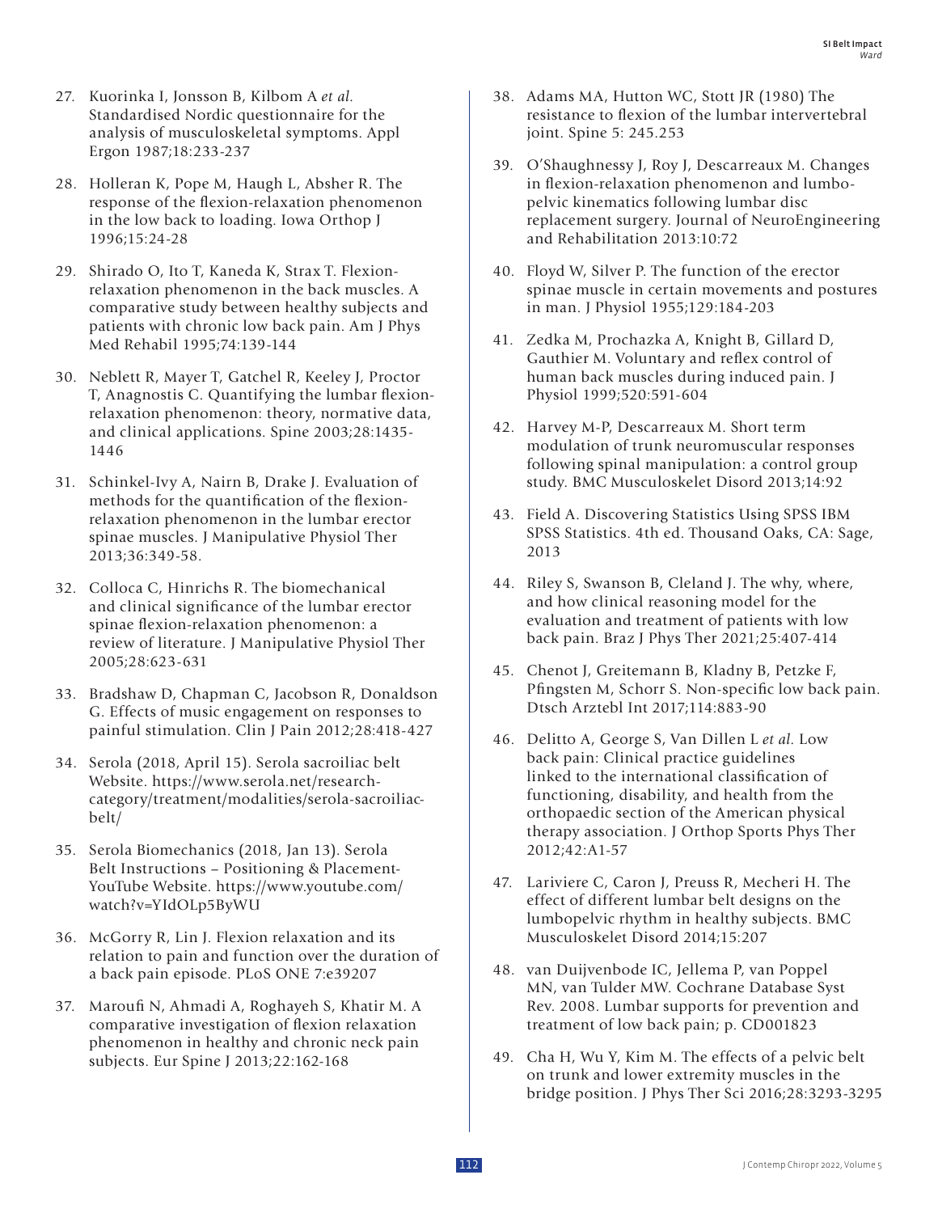27. Kuorinka I, Jonsson B, Kilbom A *et al.* Standardised Nordic questionnaire for the analysis of musculoskeletal symptoms. Appl Ergon 1987;18:233-237

28. Holleran K, Pope M, Haugh L, Absher R. The response of the flexion-relaxation phenomenon in the low back to loading. Iowa Orthop J 1996;15:24-28

29. Shirado O, Ito T, Kaneda K, Strax T. Flexion-relaxation phenomenon in the back muscles. A comparative study between healthy subjects and patients with chronic low back pain. Am J Phys Med Rehabil 1995;74:139-144

30. Neblett R, Mayer T, Gatchel R, Keeley J, Proctor T, Anagnostis C. Quantifying the lumbar flexion-relaxation phenomenon: theory, normative data, and clinical applications. Spine 2003;28:1435-1446

31. Schinkel-Ivy A, Nairn B, Drake J. Evaluation of methods for the quantification of the flexion-relaxation phenomenon in the lumbar erector spinae muscles. J Manipulative Physiol Ther 2013;36:349-58.

32. Colloca C, Hinrichs R. The biomechanical and clinical significance of the lumbar erector spinae flexion-relaxation phenomenon: a review of literature. J Manipulative Physiol Ther 2005;28:623-631

33. Bradshaw D, Chapman C, Jacobson R, Donaldson G. Effects of music engagement on responses to painful stimulation. Clin J Pain 2012;28:418-427

34. Serola (2018, April 15). Serola sacroiliac belt Website. https://www.serola.net/research-category/treatment/modalities/serola-sacroiliac-belt/

35. Serola Biomechanics (2018, Jan 13). Serola Belt Instructions – Positioning & Placement-YouTube Website. https://www.youtube.com/watch?v=YIdOLp5ByWU

36. McGorry R, Lin J. Flexion relaxation and its relation to pain and function over the duration of a back pain episode. PLoS ONE 7:e39207

37. Maroufi N, Ahmadi A, Roghayeh S, Khatir M. A comparative investigation of flexion relaxation phenomenon in healthy and chronic neck pain subjects. Eur Spine J 2013;22:162-168

38. Adams MA, Hutton WC, Stott JR (1980) The resistance to flexion of the lumbar intervertebral joint. Spine 5: 245.253

39. O'Shaughnessy J, Roy J, Descarreaux M. Changes in flexion-relaxation phenomenon and lumbo-pelvic kinematics following lumbar disc replacement surgery. Journal of NeuroEngineering and Rehabilitation 2013:10:72

40. Floyd W, Silver P. The function of the erector spinae muscle in certain movements and postures in man. J Physiol 1955;129:184-203

41. Zedka M, Prochazka A, Knight B, Gillard D, Gauthier M. Voluntary and reflex control of human back muscles during induced pain. J Physiol 1999;520:591-604

42. Harvey M-P, Descarreaux M. Short term modulation of trunk neuromuscular responses following spinal manipulation: a control group study. BMC Musculoskelet Disord 2013;14:92

43. Field A. Discovering Statistics Using SPSS IBM SPSS Statistics. 4th ed. Thousand Oaks, CA: Sage, 2013

44. Riley S, Swanson B, Cleland J. The why, where, and how clinical reasoning model for the evaluation and treatment of patients with low back pain. Braz J Phys Ther 2021;25:407-414

45. Chenot J, Greitemann B, Kladny B, Petzke F, Pfingsten M, Schorr S. Non-specific low back pain. Dtsch Arztebl Int 2017;114:883-90

46. Delitto A, George S, Van Dillen L *et al.* Low back pain: Clinical practice guidelines linked to the international classification of functioning, disability, and health from the orthopaedic section of the American physical therapy association. J Orthop Sports Phys Ther 2012;42:A1-57

47. Lariviere C, Caron J, Preuss R, Mecheri H. The effect of different lumbar belt designs on the lumbopelvic rhythm in healthy subjects. BMC Musculoskelet Disord 2014;15:207

48. van Duijvenbode IC, Jellema P, van Poppel MN, van Tulder MW. Cochrane Database Syst Rev. 2008. Lumbar supports for prevention and treatment of low back pain; p. CD001823

49. Cha H, Wu Y, Kim M. The effects of a pelvic belt on trunk and lower extremity muscles in the bridge position. J Phys Ther Sci 2016;28:3293-3295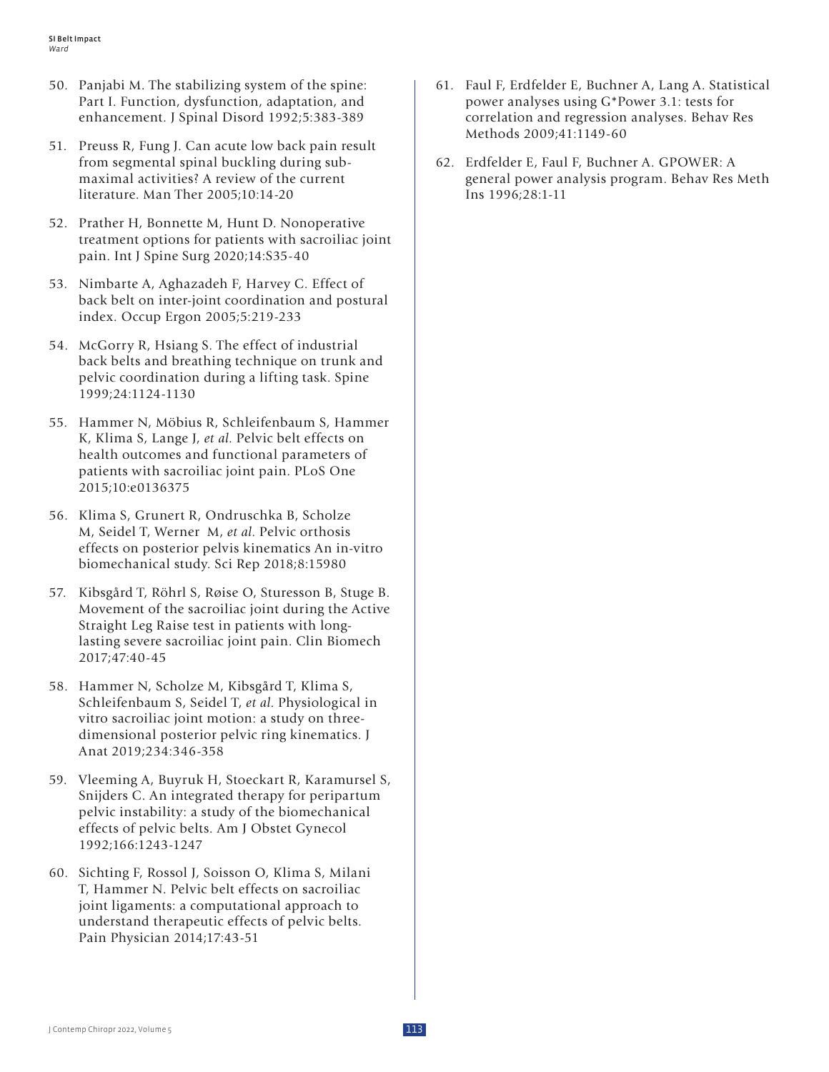50. Panjabi M. The stabilizing system of the spine: Part I. Function, dysfunction, adaptation, and enhancement. J Spinal Disord 1992;5:383-389

51. Preuss R, Fung J. Can acute low back pain result from segmental spinal buckling during sub-maximal activities? A review of the current literature. Man Ther 2005;10:14-20

52. Prather H, Bonnette M, Hunt D. Nonoperative treatment options for patients with sacroiliac joint pain. Int J Spine Surg 2020;14:S35-40

53. Nimbarte A, Aghazadeh F, Harvey C. Effect of back belt on inter-joint coordination and postural index. Occup Ergon 2005;5:219-233

54. McGorry R, Hsiang S. The effect of industrial back belts and breathing technique on trunk and pelvic coordination during a lifting task. Spine 1999;24:1124-1130

55. Hammer N, Möbius R, Schleifenbaum S, Hammer K, Klima S, Lange J, *et al.* Pelvic belt effects on health outcomes and functional parameters of patients with sacroiliac joint pain. PLoS One 2015;10:e0136375

56. Klima S, Grunert R, Ondruschka B, Scholze M, Seidel T, Werner M, *et al.* Pelvic orthosis effects on posterior pelvis kinematics An in-vitro biomechanical study. Sci Rep 2018;8:15980

57. Kibsgård T, Röhrl S, Røise O, Sturesson B, Stuge B. Movement of the sacroiliac joint during the Active Straight Leg Raise test in patients with long-lasting severe sacroiliac joint pain. Clin Biomech 2017;47:40-45

58. Hammer N, Scholze M, Kibsgård T, Klima S, Schleifenbaum S, Seidel T, *et al.* Physiological in vitro sacroiliac joint motion: a study on three-dimensional posterior pelvic ring kinematics. J Anat 2019;234:346-358

59. Vleeming A, Buyruk H, Stoeckart R, Karamursel S, Snijders C. An integrated therapy for peripartum pelvic instability: a study of the biomechanical effects of pelvic belts. Am J Obstet Gynecol 1992;166:1243-1247

60. Sichting F, Rossol J, Soisson O, Klima S, Milani T, Hammer N. Pelvic belt effects on sacroiliac joint ligaments: a computational approach to understand therapeutic effects of pelvic belts. Pain Physician 2014;17:43-51

61. Faul F, Erdfelder E, Buchner A, Lang A. Statistical power analyses using G*Power 3.1: tests for correlation and regression analyses. Behav Res Methods 2009;41:1149-60

62. Erdfelder E, Faul F, Buchner A. GPOWER: A general power analysis program. Behav Res Meth Ins 1996;28:1-11